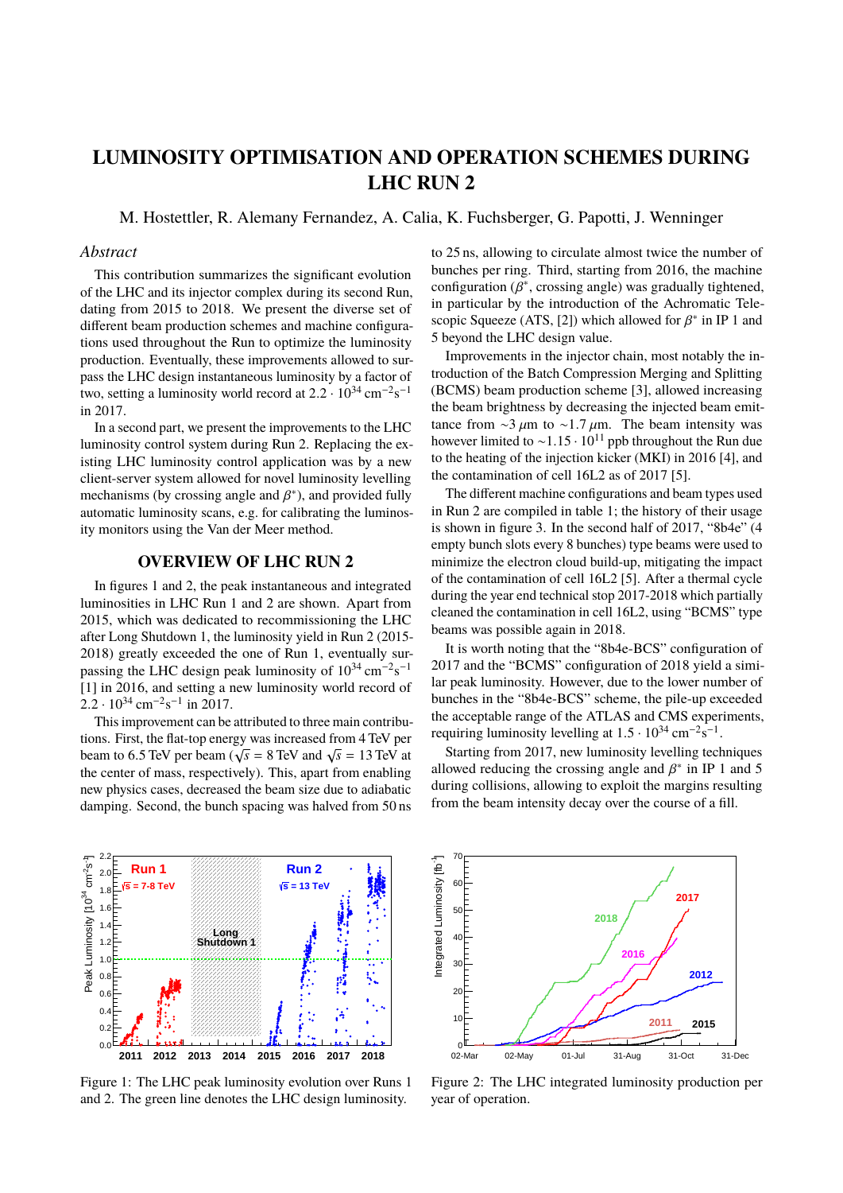# LUMINOSITY OPTIMISATION AND OPERATION SCHEMES DURING LHC RUN 2

M. Hostettler, R. Alemany Fernandez, A. Calia, K. Fuchsberger, G. Papotti, J. Wenninger

## Abstract

This contribution summarizes the significant evolution of the LHC and its injector complex during its second Run, dating from 2015 to 2018. We present the diverse set of different beam production schemes and machine configurations used throughout the Run to optimize the luminosity production. Eventually, these improvements allowed to surpass the LHC design instantaneous luminosity by a factor of two, setting a luminosity world record at $2.2 \cdot 10^{34}\,\mathrm{cm^{-2}s^{-1}}$ in 2017.

In a second part, we present the improvements to the LHC luminosity control system during Run 2. Replacing the existing LHC luminosity control application was by a new client-server system allowed for novel luminosity levelling mechanisms (by crossing angle and $\beta^*$), and provided fully automatic luminosity scans, e.g. for calibrating the luminosity monitors using the Van der Meer method.

## OVERVIEW OF LHC RUN 2

In figures 1 and 2, the peak instantaneous and integrated luminosities in LHC Run 1 and 2 are shown. Apart from 2015, which was dedicated to recommissioning the LHC after Long Shutdown 1, the luminosity yield in Run 2 (2015-2018) greatly exceeded the one of Run 1, eventually surpassing the LHC design peak luminosity of $10^{34}\,\mathrm{cm^{-2}s^{-1}}$ [1] in 2016, and setting a new luminosity world record of $2.2 \cdot 10^{34}\,\mathrm{cm^{-2}s^{-1}}$ in 2017.

This improvement can be attributed to three main contributions. First, the flat-top energy was increased from 4 TeV per beam to 6.5 TeV per beam ($\sqrt{s}$ = 8 TeV and $\sqrt{s}$ = 13 TeV at the center of mass, respectively). This, apart from enabling new physics cases, decreased the beam size due to adiabatic damping. Second, the bunch spacing was halved from 50 ns to 25 ns, allowing to circulate almost twice the number of bunches per ring. Third, starting from 2016, the machine configuration ($\beta^*$, crossing angle) was gradually tightened, in particular by the introduction of the Achromatic Telescopic Squeeze (ATS, [2]) which allowed for $\beta^*$ in IP 1 and 5 beyond the LHC design value.

Improvements in the injector chain, most notably the introduction of the Batch Compression Merging and Splitting (BCMS) beam production scheme [3], allowed increasing the beam brightness by decreasing the injected beam emittance from $\sim$3 $\mu$m to $\sim$1.7 $\mu$m. The beam intensity was however limited to $\sim$1.15 $\cdot$ $10^{11}$ ppb throughout the Run due to the heating of the injection kicker (MKI) in 2016 [4], and the contamination of cell 16L2 as of 2017 [5].

The different machine configurations and beam types used in Run 2 are compiled in table 1; the history of their usage is shown in figure 3. In the second half of 2017, "8b4e" (4 empty bunch slots every 8 bunches) type beams were used to minimize the electron cloud build-up, mitigating the impact of the contamination of cell 16L2 [5]. After a thermal cycle during the year end technical stop 2017-2018 which partially cleaned the contamination in cell 16L2, using "BCMS" type beams was possible again in 2018.

It is worth noting that the "8b4e-BCS" configuration of 2017 and the "BCMS" configuration of 2018 yield a similar peak luminosity. However, due to the lower number of bunches in the "8b4e-BCS" scheme, the pile-up exceeded the acceptable range of the ATLAS and CMS experiments, requiring luminosity levelling at $1.5 \cdot 10^{34}\,\mathrm{cm^{-2}s^{-1}}$.

Starting from 2017, new luminosity levelling techniques allowed reducing the crossing angle and $\beta^*$ in IP 1 and 5 during collisions, allowing to exploit the margins resulting from the beam intensity decay over the course of a fill.

Figure 1: The LHC peak luminosity evolution over Runs 1 and 2. The green line denotes the LHC design luminosity.

Figure 2: The LHC integrated luminosity production per year of operation.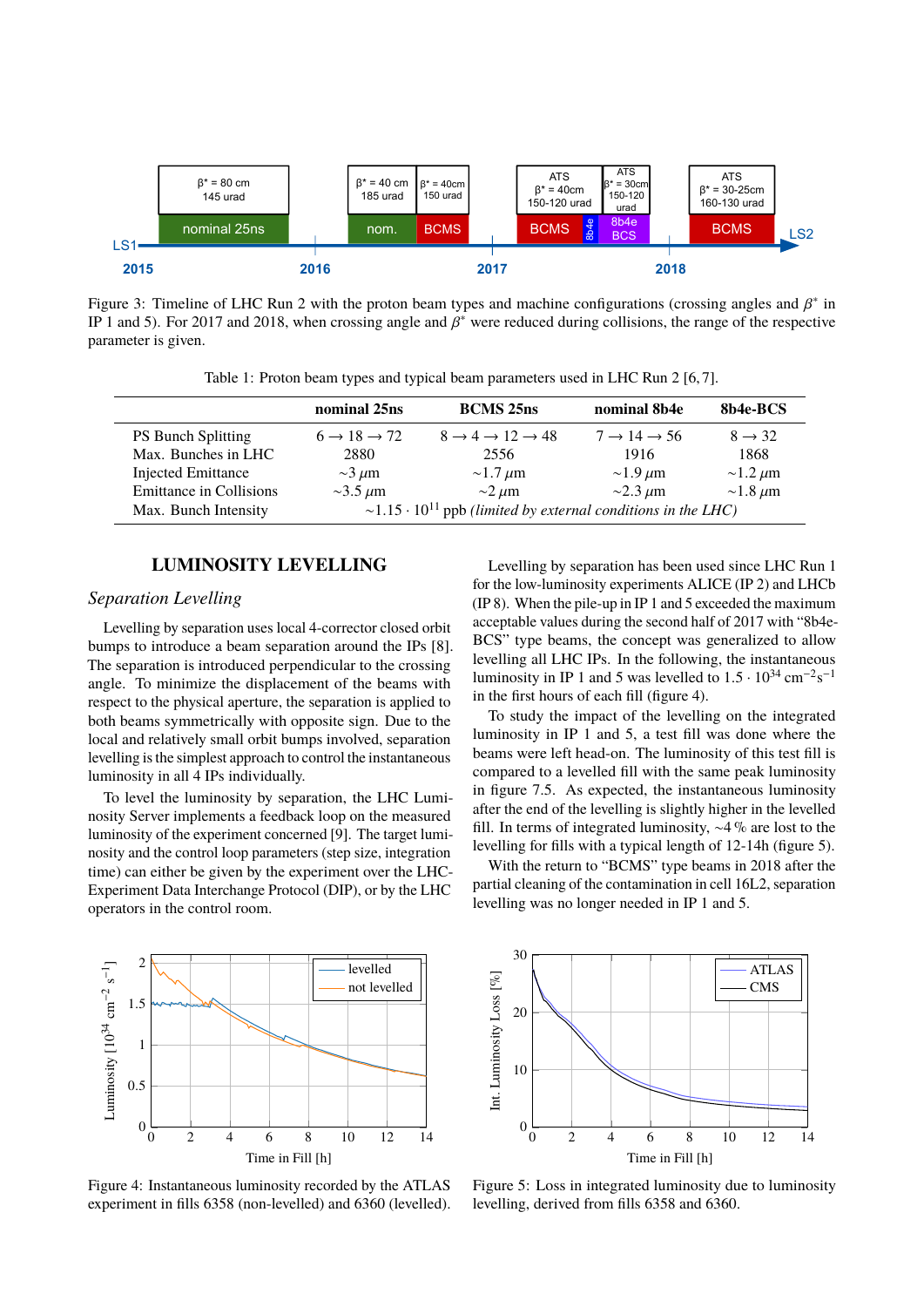Figure 3: Timeline of LHC Run 2 with the proton beam types and machine configurations (crossing angles and $\beta^*$ in IP 1 and 5). For 2017 and 2018, when crossing angle and $\beta^*$ were reduced during collisions, the range of the respective parameter is given.

Table 1: Proton beam types and typical beam parameters used in LHC Run 2 [6, 7].

| | nominal 25ns | BCMS 25ns | nominal 8b4e | 8b4e-BCS |
|---|---|---|---|---|
| PS Bunch Splitting | $6 \rightarrow 18 \rightarrow 72$ | $8 \rightarrow 4 \rightarrow 12 \rightarrow 48$ | $7 \rightarrow 14 \rightarrow 56$ | $8 \rightarrow 32$ |
| Max. Bunches in LHC | 2880 | 2556 | 1916 | 1868 |
| Injected Emittance | $\sim$3 $\mu$m | $\sim$1.7 $\mu$m | $\sim$1.9 $\mu$m | $\sim$1.2 $\mu$m |
| Emittance in Collisions | $\sim$3.5 $\mu$m | $\sim$2 $\mu$m | $\sim$2.3 $\mu$m | $\sim$1.8 $\mu$m |
| Max. Bunch Intensity | $\sim 1.15 \cdot 10^{11}$ ppb *(limited by external conditions in the LHC)* | | | |

## LUMINOSITY LEVELLING

### *Separation Levelling*

Levelling by separation uses local 4-corrector closed orbit bumps to introduce a beam separation around the IPs [8]. The separation is introduced perpendicular to the crossing angle. To minimize the displacement of the beams with respect to the physical aperture, the separation is applied to both beams symmetrically with opposite sign. Due to the local and relatively small orbit bumps involved, separation levelling is the simplest approach to control the instantaneous luminosity in all 4 IPs individually.

To level the luminosity by separation, the LHC Luminosity Server implements a feedback loop on the measured luminosity of the experiment concerned [9]. The target luminosity and the control loop parameters (step size, integration time) can either be given by the experiment over the LHC-Experiment Data Interchange Protocol (DIP), or by the LHC operators in the control room.

Levelling by separation has been used since LHC Run 1 for the low-luminosity experiments ALICE (IP 2) and LHCb (IP 8). When the pile-up in IP 1 and 5 exceeded the maximum acceptable values during the second half of 2017 with "8b4e-BCS" type beams, the concept was generalized to allow levelling all LHC IPs. In the following, the instantaneous luminosity in IP 1 and 5 was levelled to $1.5 \cdot 10^{34}$ cm$^{-2}$s$^{-1}$ in the first hours of each fill (figure 4).

To study the impact of the levelling on the integrated luminosity in IP 1 and 5, a test fill was done where the beams were left head-on. The luminosity of this test fill is compared to a levelled fill with the same peak luminosity in figure 7.5. As expected, the instantaneous luminosity after the end of the levelling is slightly higher in the levelled fill. In terms of integrated luminosity, $\sim$4 % are lost to the levelling for fills with a typical length of 12-14h (figure 5).

With the return to "BCMS" type beams in 2018 after the partial cleaning of the contamination in cell 16L2, separation levelling was no longer needed in IP 1 and 5.

Figure 4: Instantaneous luminosity recorded by the ATLAS experiment in fills 6358 (non-levelled) and 6360 (levelled).

Figure 5: Loss in integrated luminosity due to luminosity levelling, derived from fills 6358 and 6360.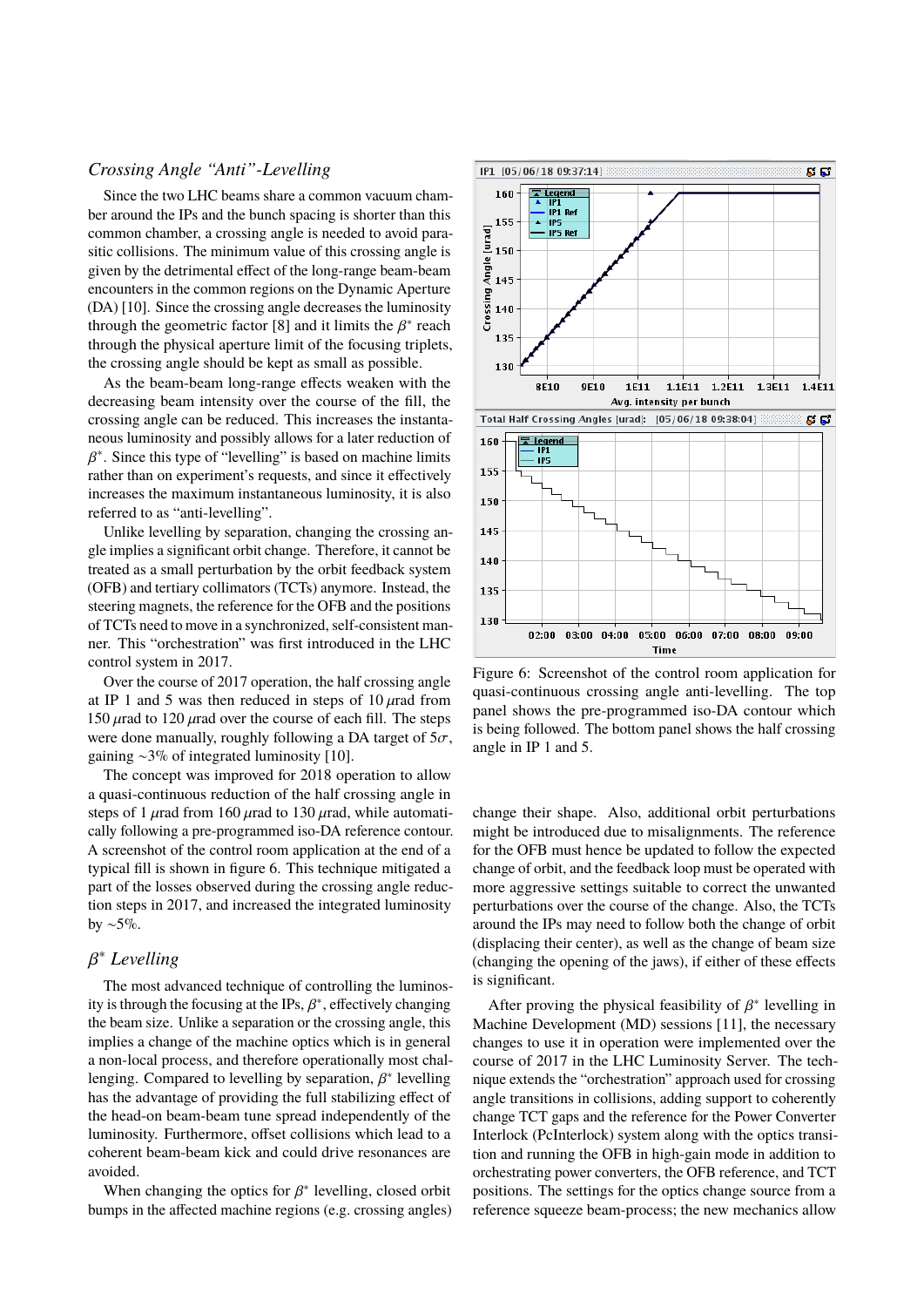### *Crossing Angle "Anti"-Levelling*

Since the two LHC beams share a common vacuum chamber around the IPs and the bunch spacing is shorter than this common chamber, a crossing angle is needed to avoid parasitic collisions. The minimum value of this crossing angle is given by the detrimental effect of the long-range beam-beam encounters in the common regions on the Dynamic Aperture (DA) [10]. Since the crossing angle decreases the luminosity through the geometric factor [8] and it limits the $\beta^*$ reach through the physical aperture limit of the focusing triplets, the crossing angle should be kept as small as possible.

As the beam-beam long-range effects weaken with the decreasing beam intensity over the course of the fill, the crossing angle can be reduced. This increases the instantaneous luminosity and possibly allows for a later reduction of $\beta^*$. Since this type of "levelling" is based on machine limits rather than on experiment's requests, and since it effectively increases the maximum instantaneous luminosity, it is also referred to as "anti-levelling".

Unlike levelling by separation, changing the crossing angle implies a significant orbit change. Therefore, it cannot be treated as a small perturbation by the orbit feedback system (OFB) and tertiary collimators (TCTs) anymore. Instead, the steering magnets, the reference for the OFB and the positions of TCTs need to move in a synchronized, self-consistent manner. This "orchestration" was first introduced in the LHC control system in 2017.

Over the course of 2017 operation, the half crossing angle at IP 1 and 5 was then reduced in steps of 10 $\mu$rad from 150 $\mu$rad to 120 $\mu$rad over the course of each fill. The steps were done manually, roughly following a DA target of $5\sigma$, gaining ~3% of integrated luminosity [10].

The concept was improved for 2018 operation to allow a quasi-continuous reduction of the half crossing angle in steps of 1 $\mu$rad from 160 $\mu$rad to 130 $\mu$rad, while automatically following a pre-programmed iso-DA reference contour. A screenshot of the control room application at the end of a typical fill is shown in figure 6. This technique mitigated a part of the losses observed during the crossing angle reduction steps in 2017, and increased the integrated luminosity by ~5%.

Figure 6: Screenshot of the control room application for quasi-continuous crossing angle anti-levelling. The top panel shows the pre-programmed iso-DA contour which is being followed. The bottom panel shows the half crossing angle in IP 1 and 5.

### *$\beta^*$ Levelling*

The most advanced technique of controlling the luminosity is through the focusing at the IPs, $\beta^*$, effectively changing the beam size. Unlike a separation or the crossing angle, this implies a change of the machine optics which is in general a non-local process, and therefore operationally most challenging. Compared to levelling by separation, $\beta^*$ levelling has the advantage of providing the full stabilizing effect of the head-on beam-beam tune spread independently of the luminosity. Furthermore, offset collisions which lead to a coherent beam-beam kick and could drive resonances are avoided.

When changing the optics for $\beta^*$ levelling, closed orbit bumps in the affected machine regions (e.g. crossing angles) change their shape. Also, additional orbit perturbations might be introduced due to misalignments. The reference for the OFB must hence be updated to follow the expected change of orbit, and the feedback loop must be operated with more aggressive settings suitable to correct the unwanted perturbations over the course of the change. Also, the TCTs around the IPs may need to follow both the change of orbit (displacing their center), as well as the change of beam size (changing the opening of the jaws), if either of these effects is significant.

After proving the physical feasibility of $\beta^*$ levelling in Machine Development (MD) sessions [11], the necessary changes to use it in operation were implemented over the course of 2017 in the LHC Luminosity Server. The technique extends the "orchestration" approach used for crossing angle transitions in collisions, adding support to coherently change TCT gaps and the reference for the Power Converter Interlock (PcInterlock) system along with the optics transition and running the OFB in high-gain mode in addition to orchestrating power converters, the OFB reference, and TCT positions. The settings for the optics change source from a reference squeeze beam-process; the new mechanics allow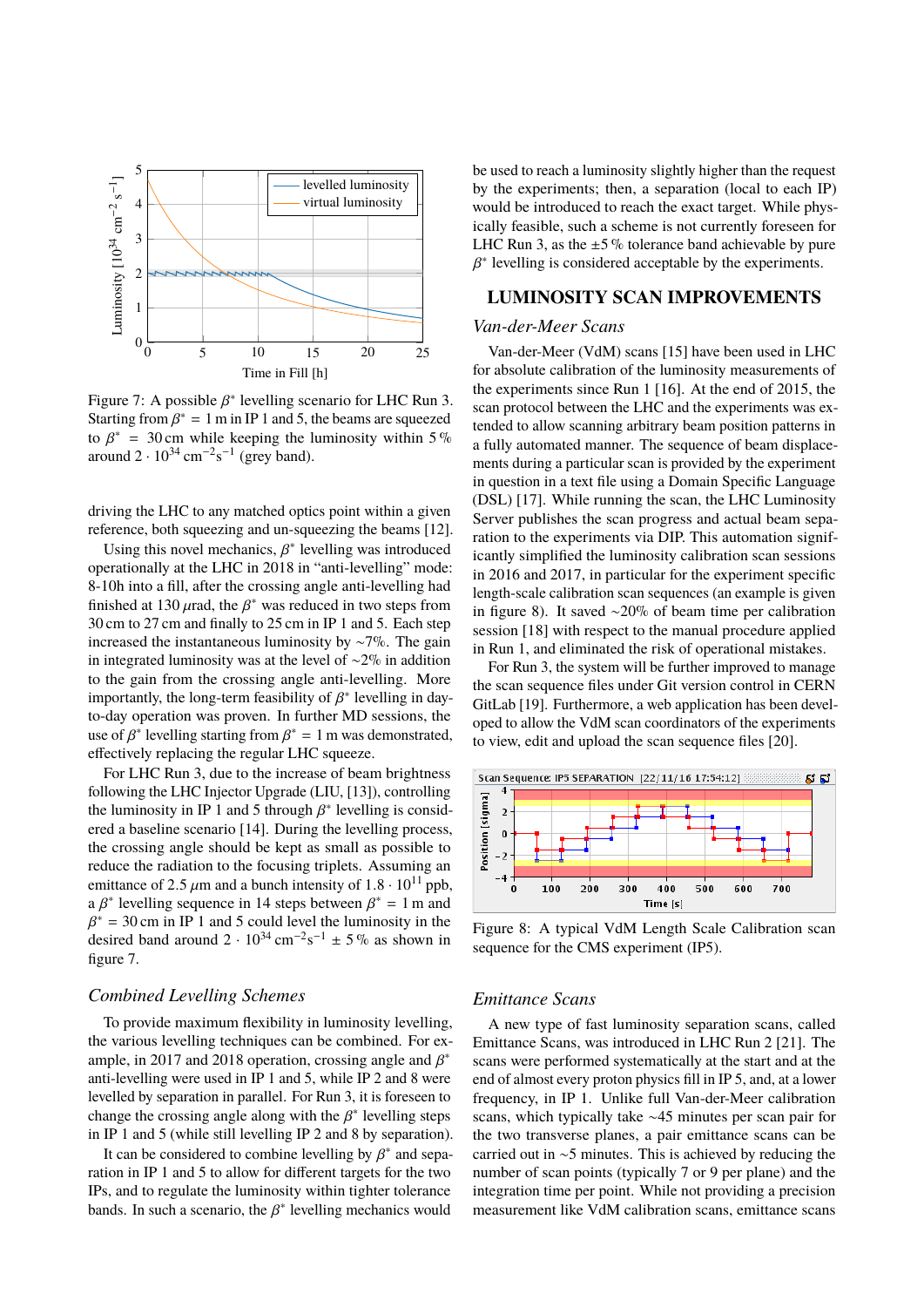Figure 7: A possible $\beta^*$ levelling scenario for LHC Run 3. Starting from $\beta^* = 1$ m in IP 1 and 5, the beams are squeezed to $\beta^* = 30$ cm while keeping the luminosity within 5 % around $2 \cdot 10^{34}$ cm$^{-2}$s$^{-1}$ (grey band).

driving the LHC to any matched optics point within a given reference, both squeezing and un-squeezing the beams [12].

Using this novel mechanics, $\beta^*$ levelling was introduced operationally at the LHC in 2018 in "anti-levelling" mode: 8-10h into a fill, after the crossing angle anti-levelling had finished at 130 $\mu$rad, the $\beta^*$ was reduced in two steps from 30 cm to 27 cm and finally to 25 cm in IP 1 and 5. Each step increased the instantaneous luminosity by ~7%. The gain in integrated luminosity was at the level of ~2% in addition to the gain from the crossing angle anti-levelling. More importantly, the long-term feasibility of $\beta^*$ levelling in day-to-day operation was proven. In further MD sessions, the use of $\beta^*$ levelling starting from $\beta^* = 1$ m was demonstrated, effectively replacing the regular LHC squeeze.

For LHC Run 3, due to the increase of beam brightness following the LHC Injector Upgrade (LIU, [13]), controlling the luminosity in IP 1 and 5 through $\beta^*$ levelling is considered a baseline scenario [14]. During the levelling process, the crossing angle should be kept as small as possible to reduce the radiation to the focusing triplets. Assuming an emittance of 2.5 $\mu$m and a bunch intensity of $1.8 \cdot 10^{11}$ ppb, a $\beta^*$ levelling sequence in 14 steps between $\beta^* = 1$ m and $\beta^* = 30$ cm in IP 1 and 5 could level the luminosity in the desired band around $2 \cdot 10^{34}$ cm$^{-2}$s$^{-1}$ $\pm$ 5 % as shown in figure 7.

### *Combined Levelling Schemes*

To provide maximum flexibility in luminosity levelling, the various levelling techniques can be combined. For example, in 2017 and 2018 operation, crossing angle and $\beta^*$ anti-levelling were used in IP 1 and 5, while IP 2 and 8 were levelled by separation in parallel. For Run 3, it is foreseen to change the crossing angle along with the $\beta^*$ levelling steps in IP 1 and 5 (while still levelling IP 2 and 8 by separation).

It can be considered to combine levelling by $\beta^*$ and separation in IP 1 and 5 to allow for different targets for the two IPs, and to regulate the luminosity within tighter tolerance bands. In such a scenario, the $\beta^*$ levelling mechanics would be used to reach a luminosity slightly higher than the request by the experiments; then, a separation (local to each IP) would be introduced to reach the exact target. While physically feasible, such a scheme is not currently foreseen for LHC Run 3, as the $\pm$5 % tolerance band achievable by pure $\beta^*$ levelling is considered acceptable by the experiments.

## LUMINOSITY SCAN IMPROVEMENTS

### *Van-der-Meer Scans*

Van-der-Meer (VdM) scans [15] have been used in LHC for absolute calibration of the luminosity measurements of the experiments since Run 1 [16]. At the end of 2015, the scan protocol between the LHC and the experiments was extended to allow scanning arbitrary beam position patterns in a fully automated manner. The sequence of beam displacements during a particular scan is provided by the experiment in question in a text file using a Domain Specific Language (DSL) [17]. While running the scan, the LHC Luminosity Server publishes the scan progress and actual beam separation to the experiments via DIP. This automation significantly simplified the luminosity calibration scan sessions in 2016 and 2017, in particular for the experiment specific length-scale calibration scan sequences (an example is given in figure 8). It saved ~20% of beam time per calibration session [18] with respect to the manual procedure applied in Run 1, and eliminated the risk of operational mistakes.

For Run 3, the system will be further improved to manage the scan sequence files under Git version control in CERN GitLab [19]. Furthermore, a web application has been developed to allow the VdM scan coordinators of the experiments to view, edit and upload the scan sequence files [20].

Figure 8: A typical VdM Length Scale Calibration scan sequence for the CMS experiment (IP5).

### *Emittance Scans*

A new type of fast luminosity separation scans, called Emittance Scans, was introduced in LHC Run 2 [21]. The scans were performed systematically at the start and at the end of almost every proton physics fill in IP 5, and, at a lower frequency, in IP 1. Unlike full Van-der-Meer calibration scans, which typically take ~45 minutes per scan pair for the two transverse planes, a pair emittance scans can be carried out in ~5 minutes. This is achieved by reducing the number of scan points (typically 7 or 9 per plane) and the integration time per point. While not providing a precision measurement like VdM calibration scans, emittance scans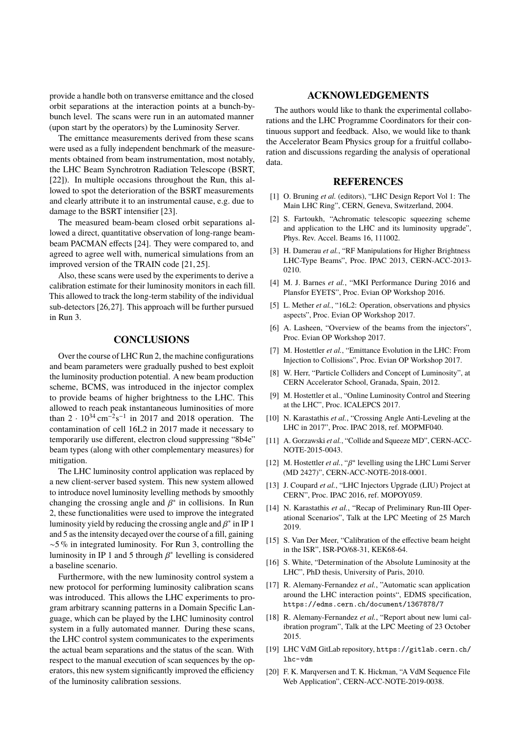provide a handle both on transverse emittance and the closed orbit separations at the interaction points at a bunch-by-bunch level. The scans were run in an automated manner (upon start by the operators) by the Luminosity Server.

The emittance measurements derived from these scans were used as a fully independent benchmark of the measurements obtained from beam instrumentation, most notably, the LHC Beam Synchrotron Radiation Telescope (BSRT, [22]). In multiple occasions throughout the Run, this allowed to spot the deterioration of the BSRT measurements and clearly attribute it to an instrumental cause, e.g. due to damage to the BSRT intensifier [23].

The measured beam-beam closed orbit separations allowed a direct, quantitative observation of long-range beam-beam PACMAN effects [24]. They were compared to, and agreed to agree well with, numerical simulations from an improved version of the TRAIN code [21, 25].

Also, these scans were used by the experiments to derive a calibration estimate for their luminosity monitors in each fill. This allowed to track the long-term stability of the individual sub-detectors [26, 27]. This approach will be further pursued in Run 3.

## CONCLUSIONS

Over the course of LHC Run 2, the machine configurations and beam parameters were gradually pushed to best exploit the luminosity production potential. A new beam production scheme, BCMS, was introduced in the injector complex to provide beams of higher brightness to the LHC. This allowed to reach peak instantaneous luminosities of more than $2 \cdot 10^{34}\,\mathrm{cm^{-2}s^{-1}}$ in 2017 and 2018 operation. The contamination of cell 16L2 in 2017 made it necessary to temporarily use different, electron cloud suppressing "8b4e" beam types (along with other complementary measures) for mitigation.

The LHC luminosity control application was replaced by a new client-server based system. This new system allowed to introduce novel luminosity levelling methods by smoothly changing the crossing angle and $\beta^*$ in collisions. In Run 2, these functionalities were used to improve the integrated luminosity yield by reducing the crossing angle and $\beta^*$ in IP 1 and 5 as the intensity decayed over the course of a fill, gaining $\sim$5 % in integrated luminosity. For Run 3, controlling the luminosity in IP 1 and 5 through $\beta^*$ levelling is considered a baseline scenario.

Furthermore, with the new luminosity control system a new protocol for performing luminosity calibration scans was introduced. This allows the LHC experiments to program arbitrary scanning patterns in a Domain Specific Language, which can be played by the LHC luminosity control system in a fully automated manner. During these scans, the LHC control system communicates to the experiments the actual beam separations and the status of the scan. With respect to the manual execution of scan sequences by the operators, this new system significantly improved the efficiency of the luminosity calibration sessions.

## ACKNOWLEDGEMENTS

The authors would like to thank the experimental collaborations and the LHC Programme Coordinators for their continuous support and feedback. Also, we would like to thank the Accelerator Beam Physics group for a fruitful collaboration and discussions regarding the analysis of operational data.

## REFERENCES

[1] O. Bruning *et al.* (editors), "LHC Design Report Vol 1: The Main LHC Ring", CERN, Geneva, Switzerland, 2004.

[2] S. Fartoukh, "Achromatic telescopic squeezing scheme and application to the LHC and its luminosity upgrade", Phys. Rev. Accel. Beams 16, 111002.

[3] H. Damerau *et al.*, "RF Manipulations for Higher Brightness LHC-Type Beams", Proc. IPAC 2013, CERN-ACC-2013-0210.

[4] M. J. Barnes *et al.*, "MKI Performance During 2016 and Plansfor EYETS", Proc. Evian OP Workshop 2016.

[5] L. Mether *et al.*, "16L2: Operation, observations and physics aspects", Proc. Evian OP Workshop 2017.

[6] A. Lasheen, "Overview of the beams from the injectors", Proc. Evian OP Workshop 2017.

[7] M. Hostettler *et al.*, "Emittance Evolution in the LHC: From Injection to Collisions", Proc. Evian OP Workshop 2017.

[8] W. Herr, "Particle Colliders and Concept of Luminosity", at CERN Accelerator School, Granada, Spain, 2012.

[9] M. Hostettler et al., "Online Luminosity Control and Steering at the LHC", Proc. ICALEPCS 2017.

[10] N. Karastathis *et al.*, "Crossing Angle Anti-Leveling at the LHC in 2017", Proc. IPAC 2018, ref. MOPMF040.

[11] A. Gorzawski *et al.*, "Collide and Squeeze MD", CERN-ACC-NOTE-2015-0043.

[12] M. Hostettler *et al.*, "$\beta^*$ levelling using the LHC Lumi Server (MD 2427)", CERN-ACC-NOTE-2018-0001.

[13] J. Coupard *et al.*, "LHC Injectors Upgrade (LIU) Project at CERN", Proc. IPAC 2016, ref. MOPOY059.

[14] N. Karastathis *et al.*, "Recap of Preliminary Run-III Operational Scenarios", Talk at the LPC Meeting of 25 March 2019.

[15] S. Van Der Meer, "Calibration of the effective beam height in the ISR", ISR-PO/68-31, KEK68-64.

[16] S. White, "Determination of the Absolute Luminosity at the LHC", PhD thesis, University of Paris, 2010.

[17] R. Alemany-Fernandez *et al.*, "Automatic scan application around the LHC interaction points", EDMS specification, `https://edms.cern.ch/document/1367878/7`

[18] R. Alemany-Fernandez *et al.*, "Report about new lumi calibration program", Talk at the LPC Meeting of 23 October 2015.

[19] LHC VdM GitLab repository, `https://gitlab.cern.ch/lhc-vdm`

[20] F. K. Marqversen and T. K. Hickman, "A VdM Sequence File Web Application", CERN-ACC-NOTE-2019-0038.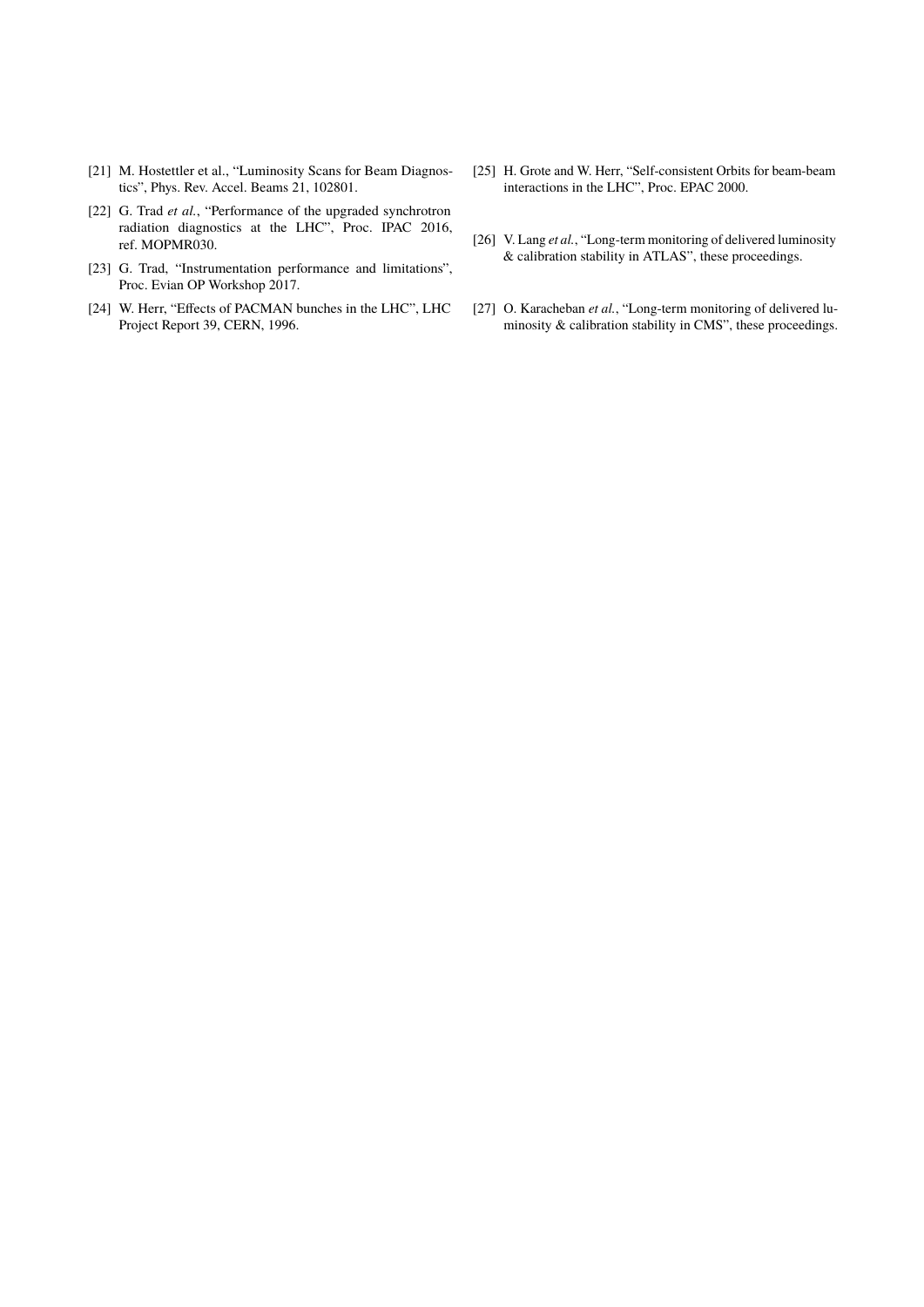[21] M. Hostettler et al., "Luminosity Scans for Beam Diagnostics", Phys. Rev. Accel. Beams 21, 102801.

[22] G. Trad *et al.*, "Performance of the upgraded synchrotron radiation diagnostics at the LHC", Proc. IPAC 2016, ref. MOPMR030.

[23] G. Trad, "Instrumentation performance and limitations", Proc. Evian OP Workshop 2017.

[24] W. Herr, "Effects of PACMAN bunches in the LHC", LHC Project Report 39, CERN, 1996.

[25] H. Grote and W. Herr, "Self-consistent Orbits for beam-beam interactions in the LHC", Proc. EPAC 2000.

[26] V. Lang *et al.*, "Long-term monitoring of delivered luminosity & calibration stability in ATLAS", these proceedings.

[27] O. Karacheban *et al.*, "Long-term monitoring of delivered luminosity & calibration stability in CMS", these proceedings.